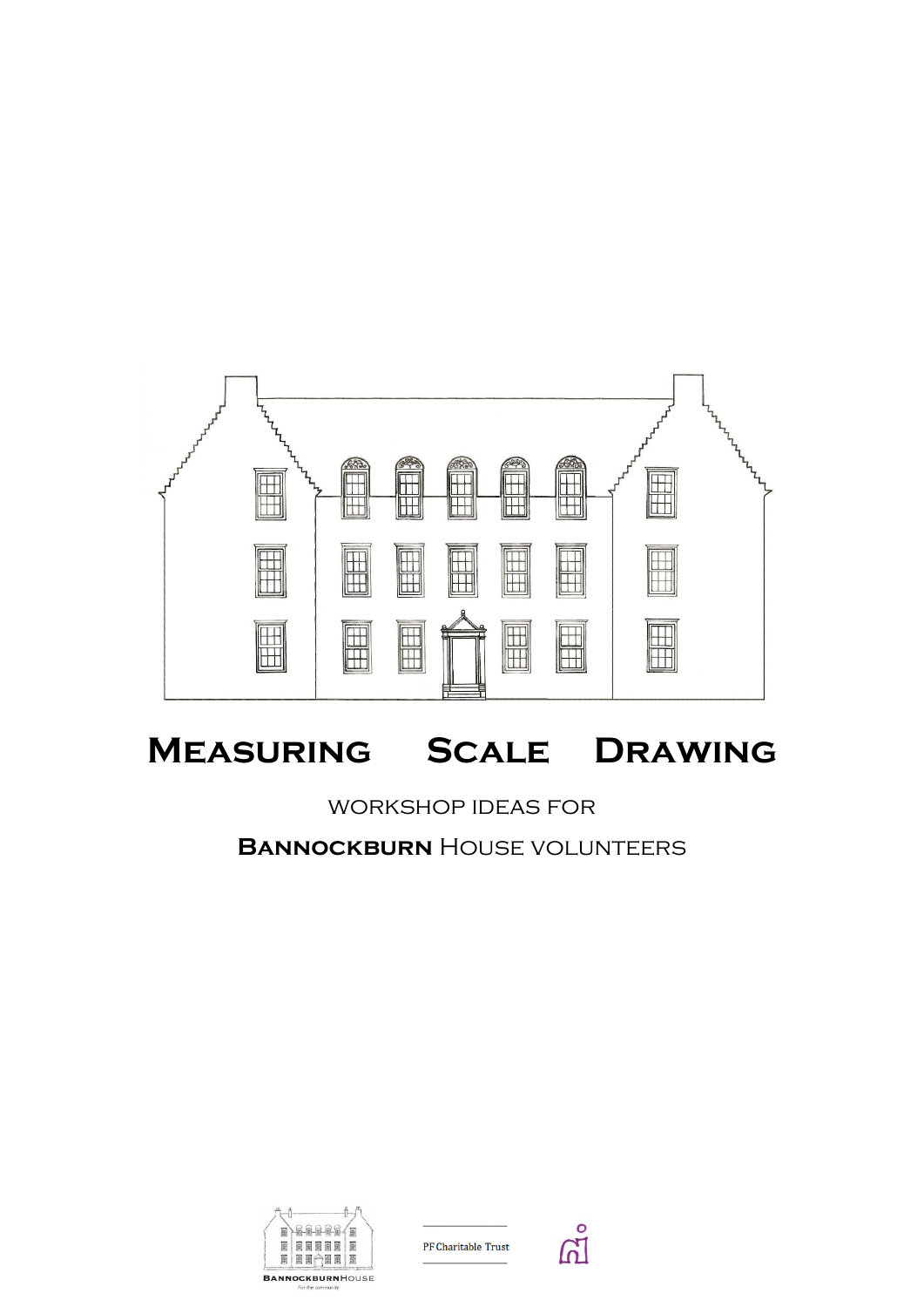# Measuring Scale Drawing

workshop ideas for

**Bannockburn** House volunteers

BANNOCKBURNHOUSE
For the community

PF Charitable Trust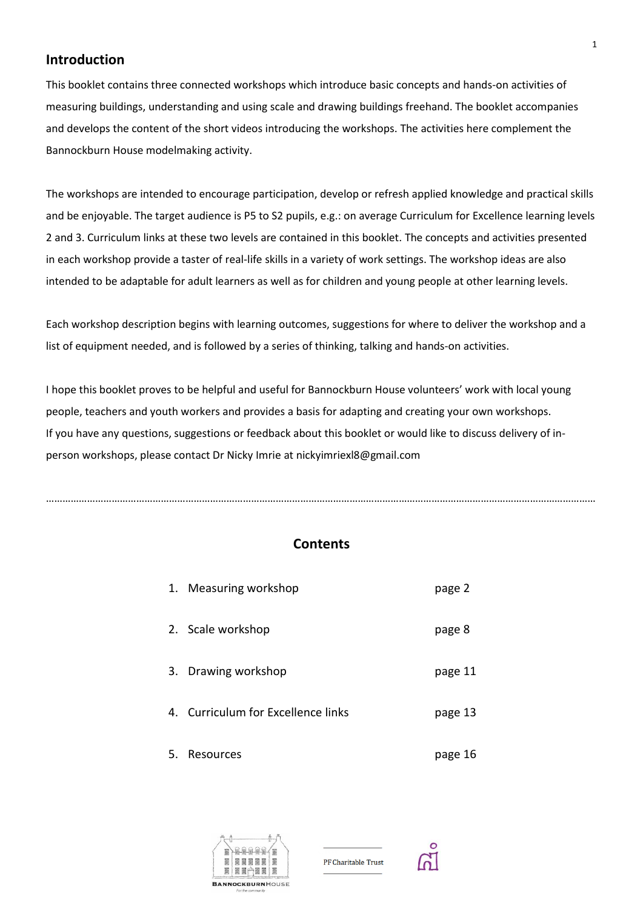## Introduction

This booklet contains three connected workshops which introduce basic concepts and hands-on activities of measuring buildings, understanding and using scale and drawing buildings freehand. The booklet accompanies and develops the content of the short videos introducing the workshops. The activities here complement the Bannockburn House modelmaking activity.

The workshops are intended to encourage participation, develop or refresh applied knowledge and practical skills and be enjoyable. The target audience is P5 to S2 pupils, e.g.: on average Curriculum for Excellence learning levels 2 and 3. Curriculum links at these two levels are contained in this booklet. The concepts and activities presented in each workshop provide a taster of real-life skills in a variety of work settings. The workshop ideas are also intended to be adaptable for adult learners as well as for children and young people at other learning levels.

Each workshop description begins with learning outcomes, suggestions for where to deliver the workshop and a list of equipment needed, and is followed by a series of thinking, talking and hands-on activities.

I hope this booklet proves to be helpful and useful for Bannockburn House volunteers' work with local young people, teachers and youth workers and provides a basis for adapting and creating your own workshops. If you have any questions, suggestions or feedback about this booklet or would like to discuss delivery of in-person workshops, please contact Dr Nicky Imrie at nickyimriexl8@gmail.com

---

## Contents

| | |
|---|---|
| 1. Measuring workshop | page 2 |
| 2. Scale workshop | page 8 |
| 3. Drawing workshop | page 11 |
| 4. Curriculum for Excellence links | page 13 |
| 5. Resources | page 16 |

BANNOCKBURN HOUSE — For the community

PF Charitable Trust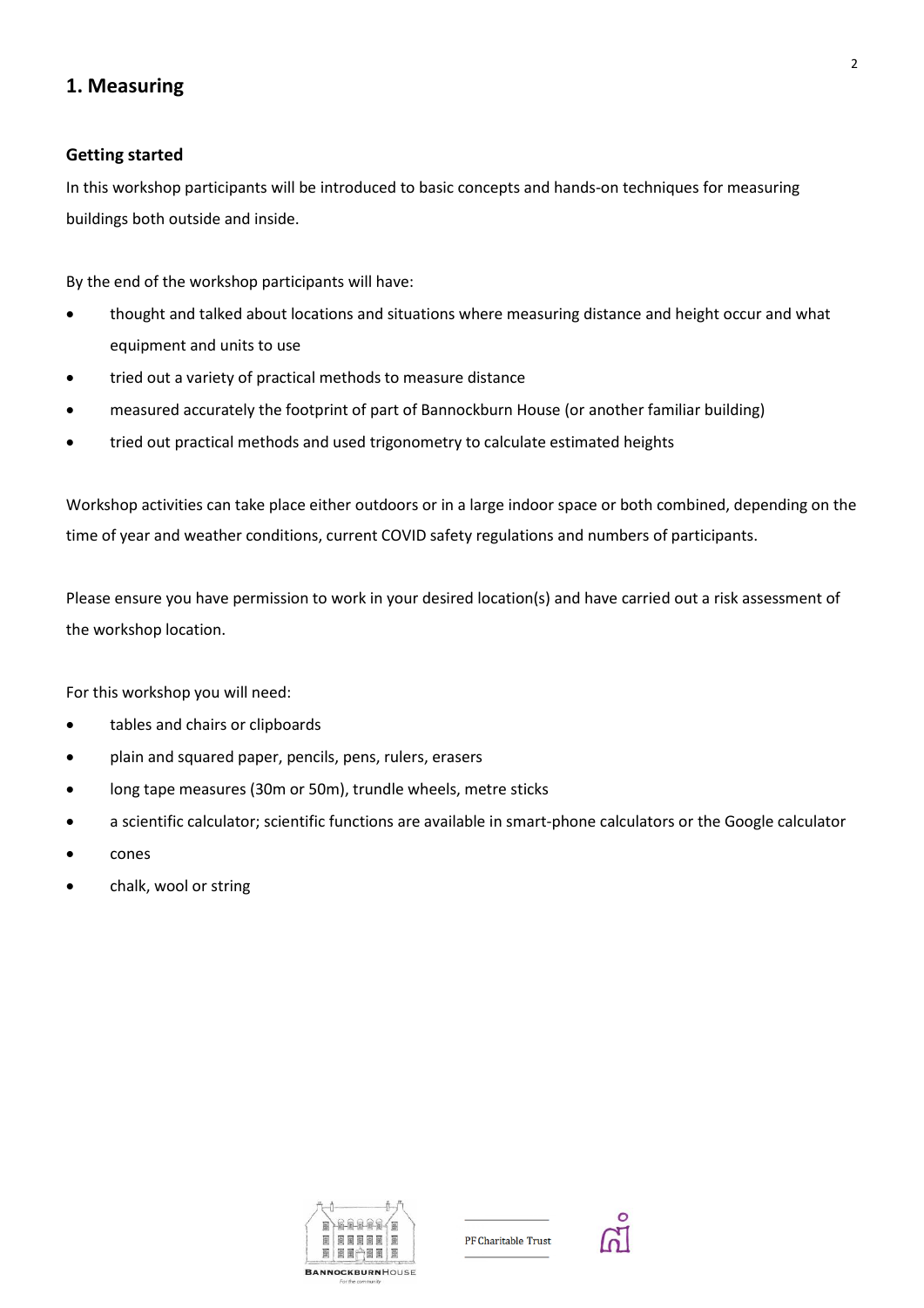## 1. Measuring

### Getting started

In this workshop participants will be introduced to basic concepts and hands-on techniques for measuring buildings both outside and inside.

By the end of the workshop participants will have:

- thought and talked about locations and situations where measuring distance and height occur and what equipment and units to use
- tried out a variety of practical methods to measure distance
- measured accurately the footprint of part of Bannockburn House (or another familiar building)
- tried out practical methods and used trigonometry to calculate estimated heights

Workshop activities can take place either outdoors or in a large indoor space or both combined, depending on the time of year and weather conditions, current COVID safety regulations and numbers of participants.

Please ensure you have permission to work in your desired location(s) and have carried out a risk assessment of the workshop location.

For this workshop you will need:

- tables and chairs or clipboards
- plain and squared paper, pencils, pens, rulers, erasers
- long tape measures (30m or 50m), trundle wheels, metre sticks
- a scientific calculator; scientific functions are available in smart-phone calculators or the Google calculator
- cones
- chalk, wool or string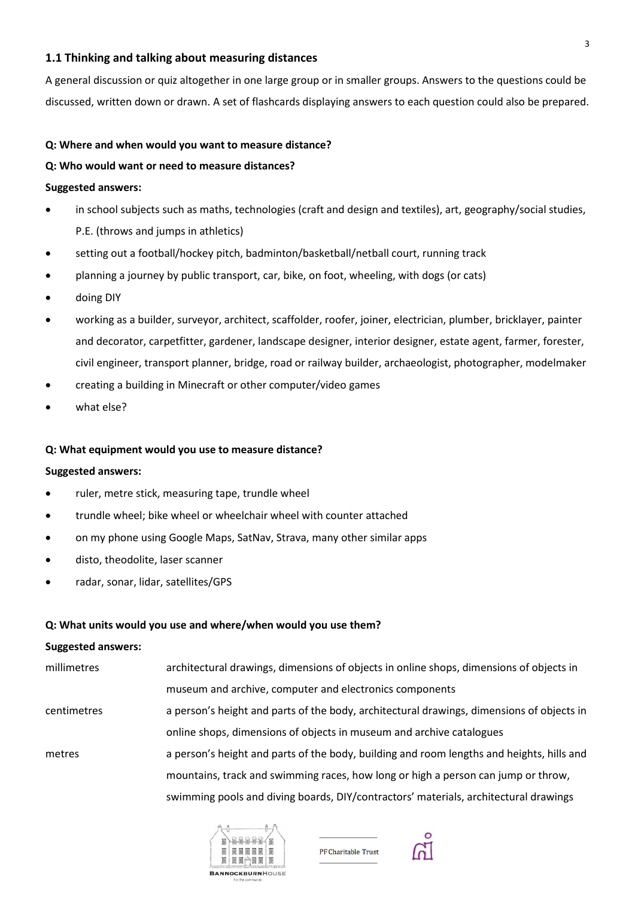### 1.1 Thinking and talking about measuring distances

A general discussion or quiz altogether in one large group or in smaller groups. Answers to the questions could be discussed, written down or drawn. A set of flashcards displaying answers to each question could also be prepared.

**Q: Where and when would you want to measure distance?**

**Q: Who would want or need to measure distances?**

**Suggested answers:**

- in school subjects such as maths, technologies (craft and design and textiles), art, geography/social studies, P.E. (throws and jumps in athletics)
- setting out a football/hockey pitch, badminton/basketball/netball court, running track
- planning a journey by public transport, car, bike, on foot, wheeling, with dogs (or cats)
- doing DIY
- working as a builder, surveyor, architect, scaffolder, roofer, joiner, electrician, plumber, bricklayer, painter and decorator, carpetfitter, gardener, landscape designer, interior designer, estate agent, farmer, forester, civil engineer, transport planner, bridge, road or railway builder, archaeologist, photographer, modelmaker
- creating a building in Minecraft or other computer/video games
- what else?

**Q: What equipment would you use to measure distance?**

**Suggested answers:**

- ruler, metre stick, measuring tape, trundle wheel
- trundle wheel; bike wheel or wheelchair wheel with counter attached
- on my phone using Google Maps, SatNav, Strava, many other similar apps
- disto, theodolite, laser scanner
- radar, sonar, lidar, satellites/GPS

**Q: What units would you use and where/when would you use them?**

**Suggested answers:**

| | |
|---|---|
| millimetres | architectural drawings, dimensions of objects in online shops, dimensions of objects in museum and archive, computer and electronics components |
| centimetres | a person's height and parts of the body, architectural drawings, dimensions of objects in online shops, dimensions of objects in museum and archive catalogues |
| metres | a person's height and parts of the body, building and room lengths and heights, hills and mountains, track and swimming races, how long or high a person can jump or throw, swimming pools and diving boards, DIY/contractors' materials, architectural drawings |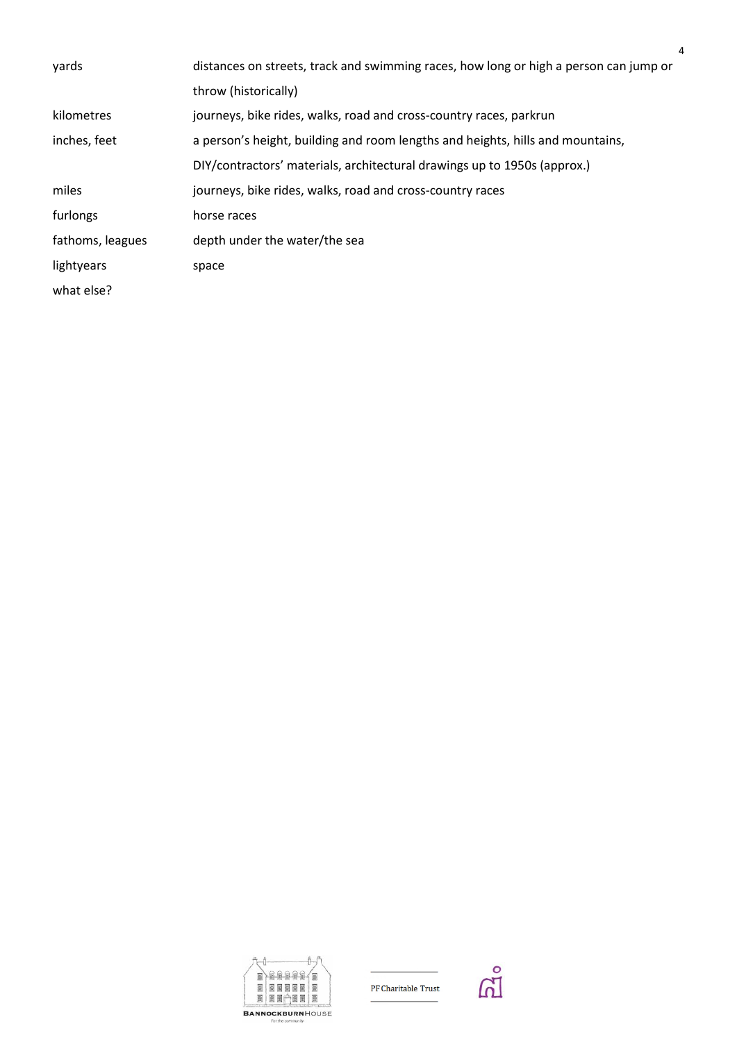| | |
|---|---|
| yards | distances on streets, track and swimming races, how long or high a person can jump or throw (historically) |
| kilometres | journeys, bike rides, walks, road and cross-country races, parkrun |
| inches, feet | a person's height, building and room lengths and heights, hills and mountains, DIY/contractors' materials, architectural drawings up to 1950s (approx.) |
| miles | journeys, bike rides, walks, road and cross-country races |
| furlongs | horse races |
| fathoms, leagues | depth under the water/the sea |
| lightyears | space |
| what else? | |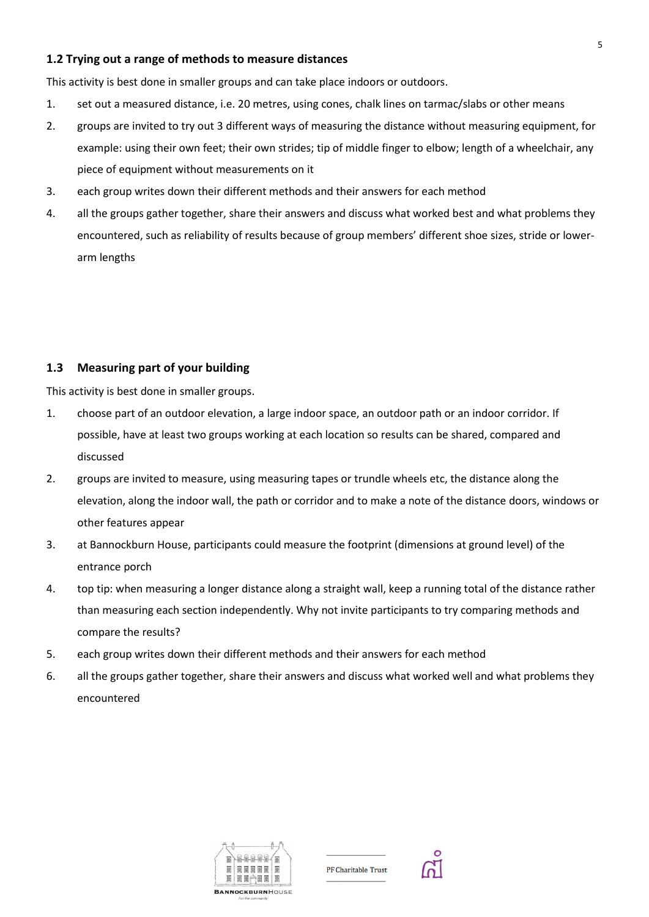### 1.2 Trying out a range of methods to measure distances

This activity is best done in smaller groups and can take place indoors or outdoors.

1. set out a measured distance, i.e. 20 metres, using cones, chalk lines on tarmac/slabs or other means
2. groups are invited to try out 3 different ways of measuring the distance without measuring equipment, for example: using their own feet; their own strides; tip of middle finger to elbow; length of a wheelchair, any piece of equipment without measurements on it
3. each group writes down their different methods and their answers for each method
4. all the groups gather together, share their answers and discuss what worked best and what problems they encountered, such as reliability of results because of group members' different shoe sizes, stride or lower-arm lengths

### 1.3 Measuring part of your building

This activity is best done in smaller groups.

1. choose part of an outdoor elevation, a large indoor space, an outdoor path or an indoor corridor. If possible, have at least two groups working at each location so results can be shared, compared and discussed
2. groups are invited to measure, using measuring tapes or trundle wheels etc, the distance along the elevation, along the indoor wall, the path or corridor and to make a note of the distance doors, windows or other features appear
3. at Bannockburn House, participants could measure the footprint (dimensions at ground level) of the entrance porch
4. top tip: when measuring a longer distance along a straight wall, keep a running total of the distance rather than measuring each section independently. Why not invite participants to try comparing methods and compare the results?
5. each group writes down their different methods and their answers for each method
6. all the groups gather together, share their answers and discuss what worked well and what problems they encountered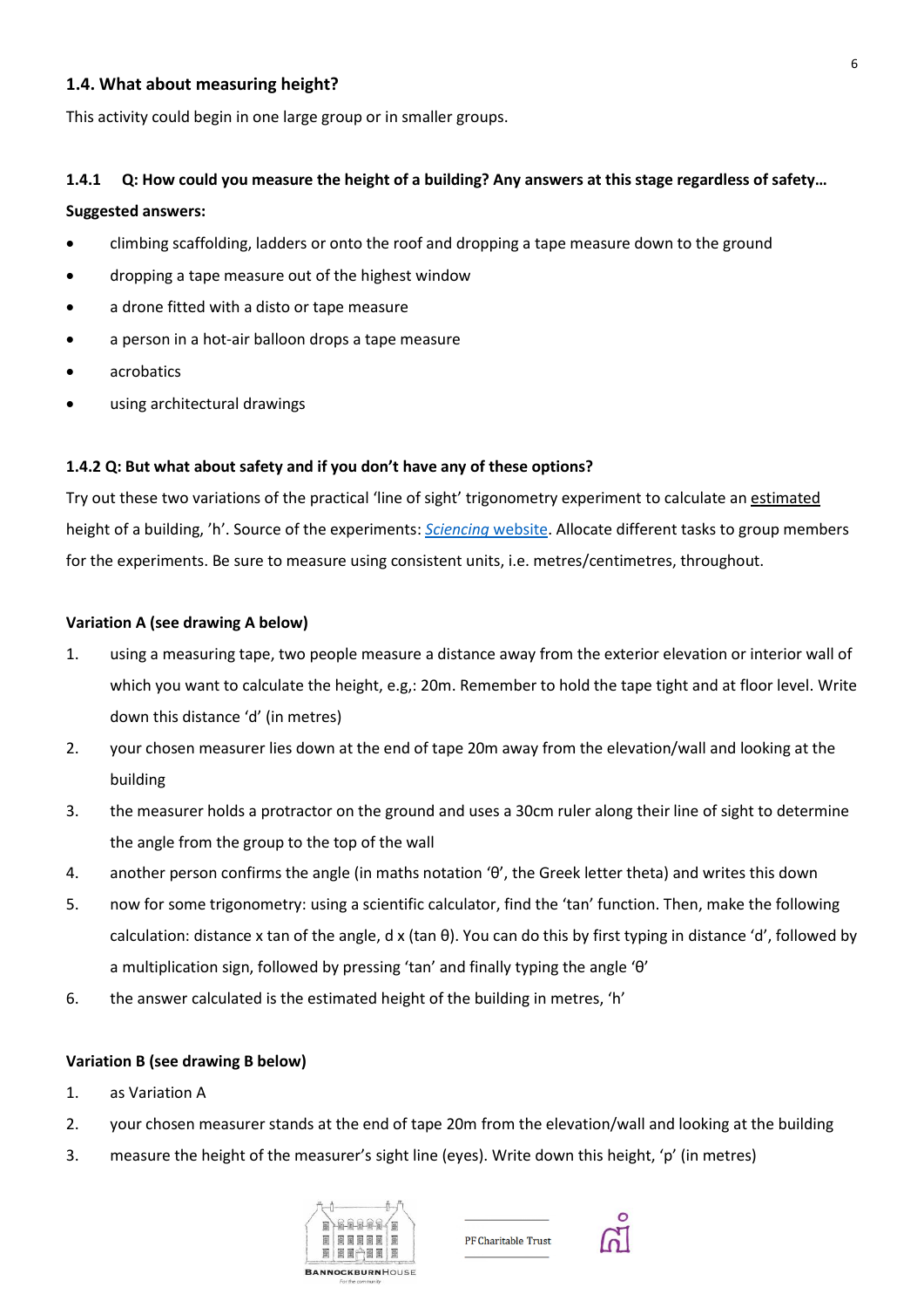### 1.4. What about measuring height?

This activity could begin in one large group or in smaller groups.

#### 1.4.1 Q: How could you measure the height of a building? Any answers at this stage regardless of safety…

**Suggested answers:**

- climbing scaffolding, ladders or onto the roof and dropping a tape measure down to the ground
- dropping a tape measure out of the highest window
- a drone fitted with a disto or tape measure
- a person in a hot-air balloon drops a tape measure
- acrobatics
- using architectural drawings

#### 1.4.2 Q: But what about safety and if you don't have any of these options?

Try out these two variations of the practical 'line of sight' trigonometry experiment to calculate an estimated height of a building, 'h'. Source of the experiments: *Sciencing* website. Allocate different tasks to group members for the experiments. Be sure to measure using consistent units, i.e. metres/centimetres, throughout.

**Variation A (see drawing A below)**

1. using a measuring tape, two people measure a distance away from the exterior elevation or interior wall of which you want to calculate the height, e.g,: 20m. Remember to hold the tape tight and at floor level. Write down this distance 'd' (in metres)
2. your chosen measurer lies down at the end of tape 20m away from the elevation/wall and looking at the building
3. the measurer holds a protractor on the ground and uses a 30cm ruler along their line of sight to determine the angle from the group to the top of the wall
4. another person confirms the angle (in maths notation 'θ', the Greek letter theta) and writes this down
5. now for some trigonometry: using a scientific calculator, find the 'tan' function. Then, make the following calculation: distance x tan of the angle, d x (tan θ). You can do this by first typing in distance 'd', followed by a multiplication sign, followed by pressing 'tan' and finally typing the angle 'θ'
6. the answer calculated is the estimated height of the building in metres, 'h'

**Variation B (see drawing B below)**

1. as Variation A
2. your chosen measurer stands at the end of tape 20m from the elevation/wall and looking at the building
3. measure the height of the measurer's sight line (eyes). Write down this height, 'p' (in metres)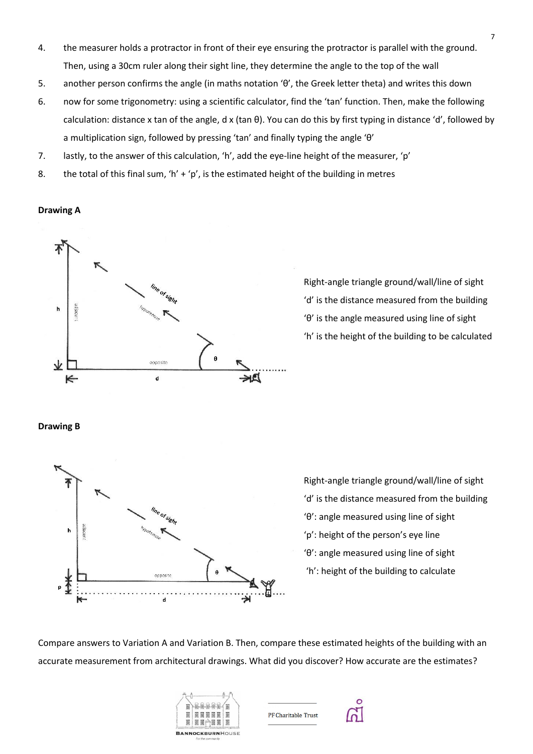4. the measurer holds a protractor in front of their eye ensuring the protractor is parallel with the ground. Then, using a 30cm ruler along their sight line, they determine the angle to the top of the wall
5. another person confirms the angle (in maths notation 'θ', the Greek letter theta) and writes this down
6. now for some trigonometry: using a scientific calculator, find the 'tan' function. Then, make the following calculation: distance x tan of the angle, d x (tan θ). You can do this by first typing in distance 'd', followed by a multiplication sign, followed by pressing 'tan' and finally typing the angle 'θ'
7. lastly, to the answer of this calculation, 'h', add the eye-line height of the measurer, 'p'
8. the total of this final sum, 'h' + 'p', is the estimated height of the building in metres

**Drawing A**

Right-angle triangle ground/wall/line of sight
'd' is the distance measured from the building
'θ' is the angle measured using line of sight
'h' is the height of the building to be calculated

**Drawing B**

Right-angle triangle ground/wall/line of sight
'd' is the distance measured from the building
'θ': angle measured using line of sight
'p': height of the person's eye line
'θ': angle measured using line of sight
'h': height of the building to calculate

Compare answers to Variation A and Variation B. Then, compare these estimated heights of the building with an accurate measurement from architectural drawings. What did you discover? How accurate are the estimates?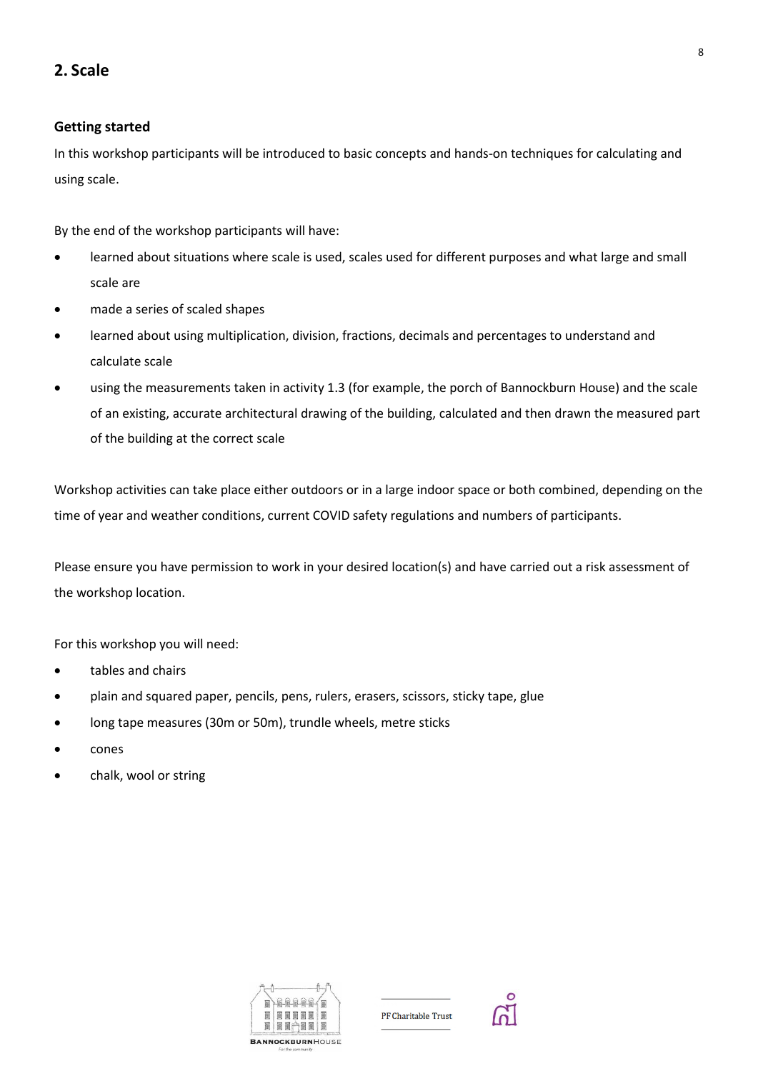## 2. Scale

### Getting started

In this workshop participants will be introduced to basic concepts and hands-on techniques for calculating and using scale.

By the end of the workshop participants will have:

- learned about situations where scale is used, scales used for different purposes and what large and small scale are
- made a series of scaled shapes
- learned about using multiplication, division, fractions, decimals and percentages to understand and calculate scale
- using the measurements taken in activity 1.3 (for example, the porch of Bannockburn House) and the scale of an existing, accurate architectural drawing of the building, calculated and then drawn the measured part of the building at the correct scale

Workshop activities can take place either outdoors or in a large indoor space or both combined, depending on the time of year and weather conditions, current COVID safety regulations and numbers of participants.

Please ensure you have permission to work in your desired location(s) and have carried out a risk assessment of the workshop location.

For this workshop you will need:

- tables and chairs
- plain and squared paper, pencils, pens, rulers, erasers, scissors, sticky tape, glue
- long tape measures (30m or 50m), trundle wheels, metre sticks
- cones
- chalk, wool or string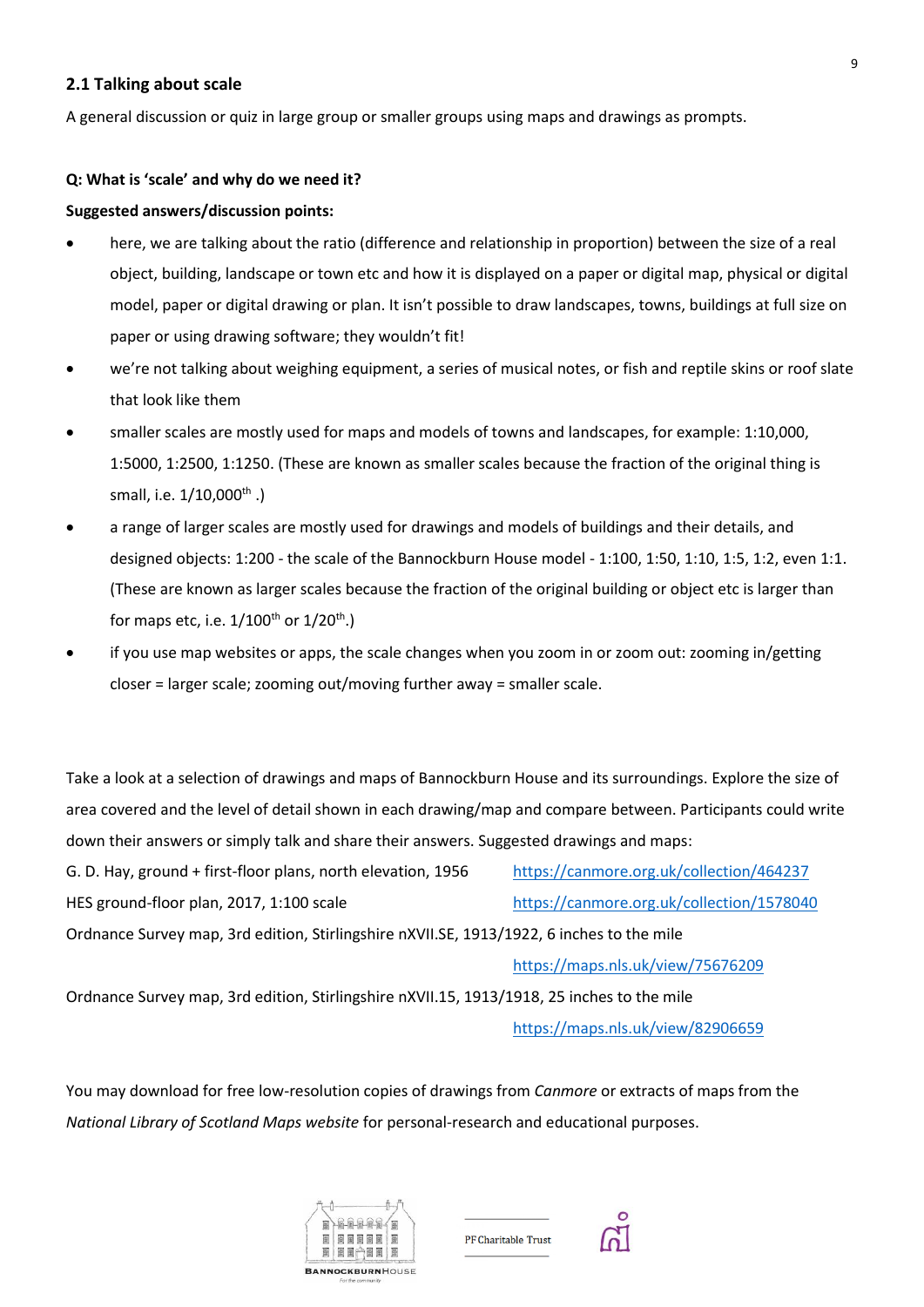## 2.1 Talking about scale

A general discussion or quiz in large group or smaller groups using maps and drawings as prompts.

**Q: What is 'scale' and why do we need it?**

**Suggested answers/discussion points:**

- here, we are talking about the ratio (difference and relationship in proportion) between the size of a real object, building, landscape or town etc and how it is displayed on a paper or digital map, physical or digital model, paper or digital drawing or plan. It isn't possible to draw landscapes, towns, buildings at full size on paper or using drawing software; they wouldn't fit!
- we're not talking about weighing equipment, a series of musical notes, or fish and reptile skins or roof slate that look like them
- smaller scales are mostly used for maps and models of towns and landscapes, for example: 1:10,000, 1:5000, 1:2500, 1:1250. (These are known as smaller scales because the fraction of the original thing is small, i.e. 1/10,000th .)
- a range of larger scales are mostly used for drawings and models of buildings and their details, and designed objects: 1:200 - the scale of the Bannockburn House model - 1:100, 1:50, 1:10, 1:5, 1:2, even 1:1. (These are known as larger scales because the fraction of the original building or object etc is larger than for maps etc, i.e. 1/100th or 1/20th.)
- if you use map websites or apps, the scale changes when you zoom in or zoom out: zooming in/getting closer = larger scale; zooming out/moving further away = smaller scale.

Take a look at a selection of drawings and maps of Bannockburn House and its surroundings. Explore the size of area covered and the level of detail shown in each drawing/map and compare between. Participants could write down their answers or simply talk and share their answers. Suggested drawings and maps:

G. D. Hay, ground + first-floor plans, north elevation, 1956 https://canmore.org.uk/collection/464237

HES ground-floor plan, 2017, 1:100 scale https://canmore.org.uk/collection/1578040

Ordnance Survey map, 3rd edition, Stirlingshire nXVII.SE, 1913/1922, 6 inches to the mile
https://maps.nls.uk/view/75676209

Ordnance Survey map, 3rd edition, Stirlingshire nXVII.15, 1913/1918, 25 inches to the mile
https://maps.nls.uk/view/82906659

You may download for free low-resolution copies of drawings from *Canmore* or extracts of maps from the *National Library of Scotland Maps website* for personal-research and educational purposes.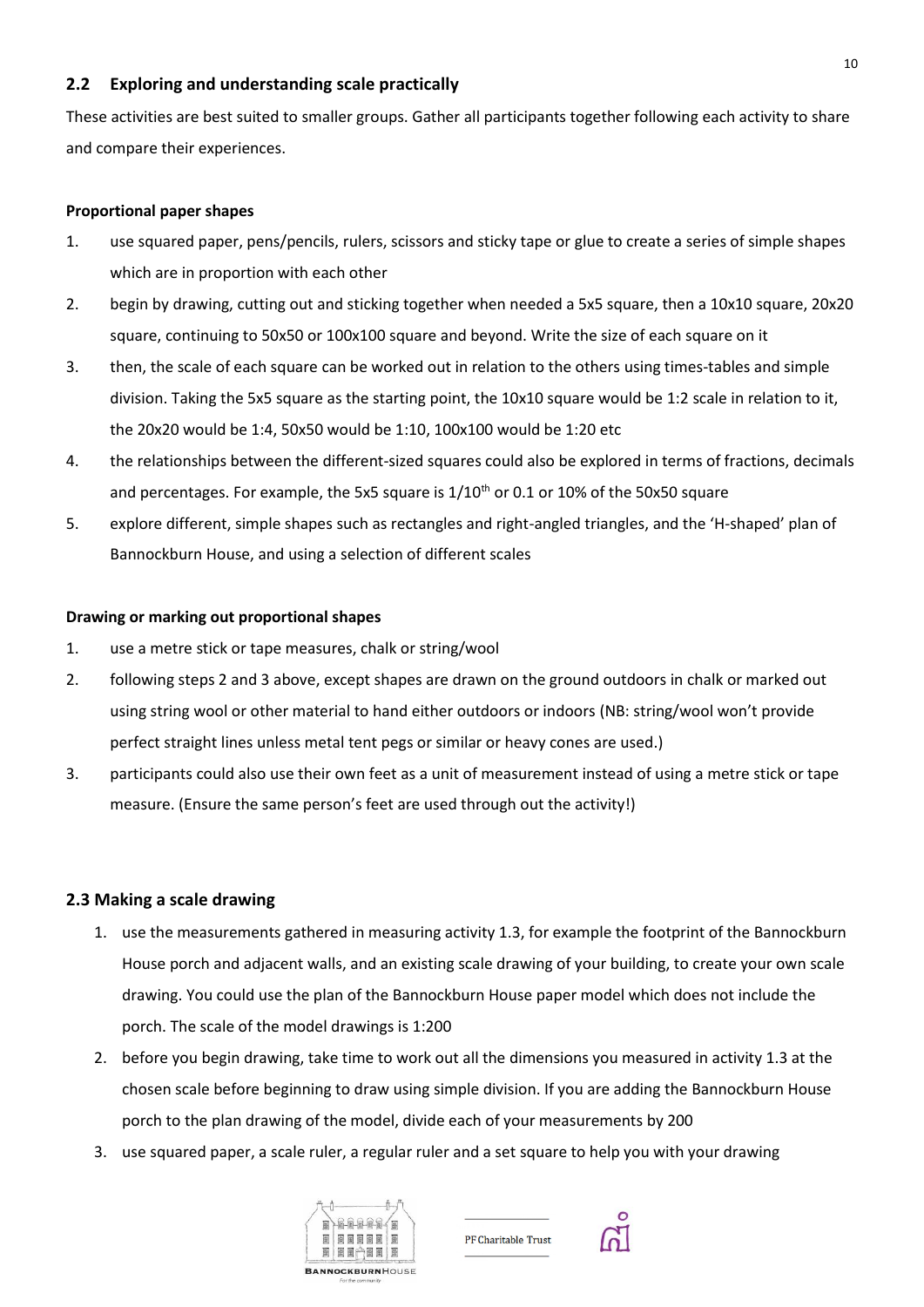## 2.2 Exploring and understanding scale practically

These activities are best suited to smaller groups. Gather all participants together following each activity to share and compare their experiences.

**Proportional paper shapes**

1. use squared paper, pens/pencils, rulers, scissors and sticky tape or glue to create a series of simple shapes which are in proportion with each other
2. begin by drawing, cutting out and sticking together when needed a 5x5 square, then a 10x10 square, 20x20 square, continuing to 50x50 or 100x100 square and beyond. Write the size of each square on it
3. then, the scale of each square can be worked out in relation to the others using times-tables and simple division. Taking the 5x5 square as the starting point, the 10x10 square would be 1:2 scale in relation to it, the 20x20 would be 1:4, 50x50 would be 1:10, 100x100 would be 1:20 etc
4. the relationships between the different-sized squares could also be explored in terms of fractions, decimals and percentages. For example, the 5x5 square is $1/10^{th}$ or 0.1 or 10% of the 50x50 square
5. explore different, simple shapes such as rectangles and right-angled triangles, and the 'H-shaped' plan of Bannockburn House, and using a selection of different scales

**Drawing or marking out proportional shapes**

1. use a metre stick or tape measures, chalk or string/wool
2. following steps 2 and 3 above, except shapes are drawn on the ground outdoors in chalk or marked out using string wool or other material to hand either outdoors or indoors (NB: string/wool won't provide perfect straight lines unless metal tent pegs or similar or heavy cones are used.)
3. participants could also use their own feet as a unit of measurement instead of using a metre stick or tape measure. (Ensure the same person's feet are used through out the activity!)

## 2.3 Making a scale drawing

1. use the measurements gathered in measuring activity 1.3, for example the footprint of the Bannockburn House porch and adjacent walls, and an existing scale drawing of your building, to create your own scale drawing. You could use the plan of the Bannockburn House paper model which does not include the porch. The scale of the model drawings is 1:200
2. before you begin drawing, take time to work out all the dimensions you measured in activity 1.3 at the chosen scale before beginning to draw using simple division. If you are adding the Bannockburn House porch to the plan drawing of the model, divide each of your measurements by 200
3. use squared paper, a scale ruler, a regular ruler and a set square to help you with your drawing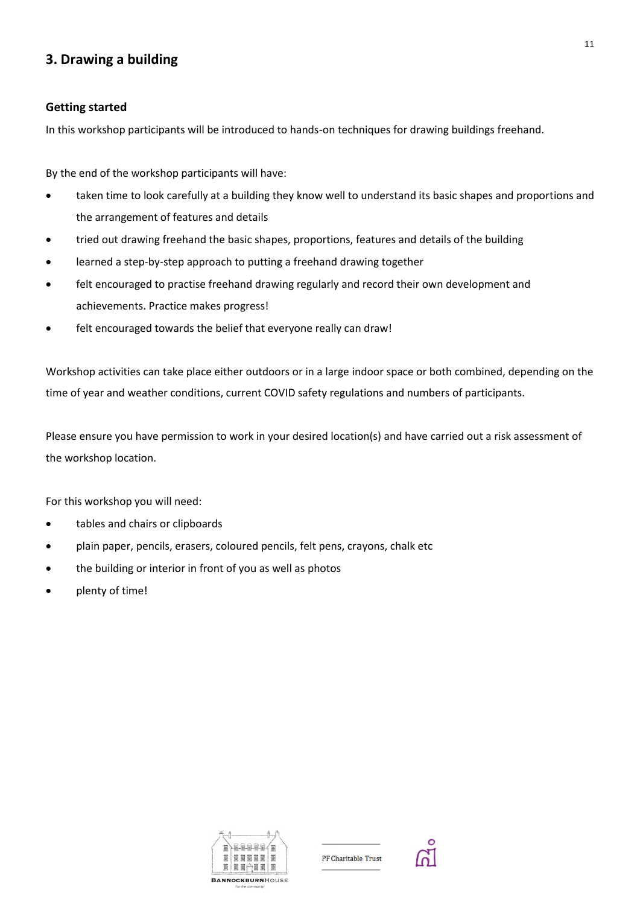## 3. Drawing a building

### Getting started

In this workshop participants will be introduced to hands-on techniques for drawing buildings freehand.

By the end of the workshop participants will have:

- taken time to look carefully at a building they know well to understand its basic shapes and proportions and the arrangement of features and details
- tried out drawing freehand the basic shapes, proportions, features and details of the building
- learned a step-by-step approach to putting a freehand drawing together
- felt encouraged to practise freehand drawing regularly and record their own development and achievements. Practice makes progress!
- felt encouraged towards the belief that everyone really can draw!

Workshop activities can take place either outdoors or in a large indoor space or both combined, depending on the time of year and weather conditions, current COVID safety regulations and numbers of participants.

Please ensure you have permission to work in your desired location(s) and have carried out a risk assessment of the workshop location.

For this workshop you will need:

- tables and chairs or clipboards
- plain paper, pencils, erasers, coloured pencils, felt pens, crayons, chalk etc
- the building or interior in front of you as well as photos
- plenty of time!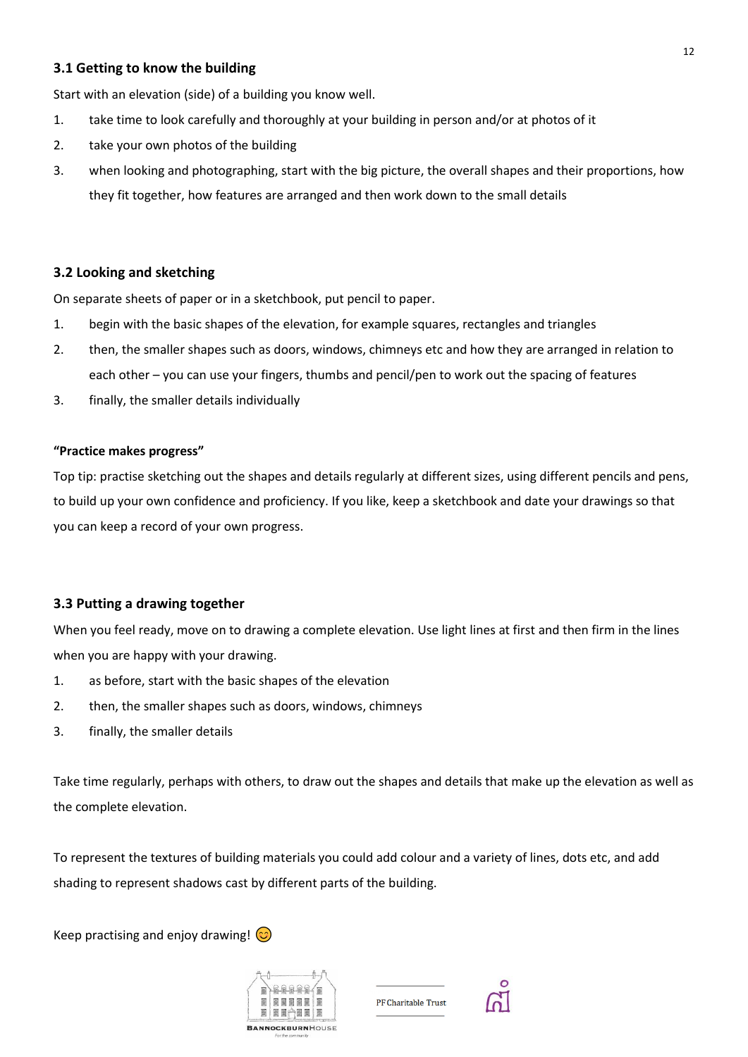### 3.1 Getting to know the building

Start with an elevation (side) of a building you know well.

1. take time to look carefully and thoroughly at your building in person and/or at photos of it
2. take your own photos of the building
3. when looking and photographing, start with the big picture, the overall shapes and their proportions, how they fit together, how features are arranged and then work down to the small details

### 3.2 Looking and sketching

On separate sheets of paper or in a sketchbook, put pencil to paper.

1. begin with the basic shapes of the elevation, for example squares, rectangles and triangles
2. then, the smaller shapes such as doors, windows, chimneys etc and how they are arranged in relation to each other – you can use your fingers, thumbs and pencil/pen to work out the spacing of features
3. finally, the smaller details individually

**"Practice makes progress"**

Top tip: practise sketching out the shapes and details regularly at different sizes, using different pencils and pens, to build up your own confidence and proficiency. If you like, keep a sketchbook and date your drawings so that you can keep a record of your own progress.

### 3.3 Putting a drawing together

When you feel ready, move on to drawing a complete elevation. Use light lines at first and then firm in the lines when you are happy with your drawing.

1. as before, start with the basic shapes of the elevation
2. then, the smaller shapes such as doors, windows, chimneys
3. finally, the smaller details

Take time regularly, perhaps with others, to draw out the shapes and details that make up the elevation as well as the complete elevation.

To represent the textures of building materials you could add colour and a variety of lines, dots etc, and add shading to represent shadows cast by different parts of the building.

Keep practising and enjoy drawing! 😊

BANNOCKBURNHOUSE

PF Charitable Trust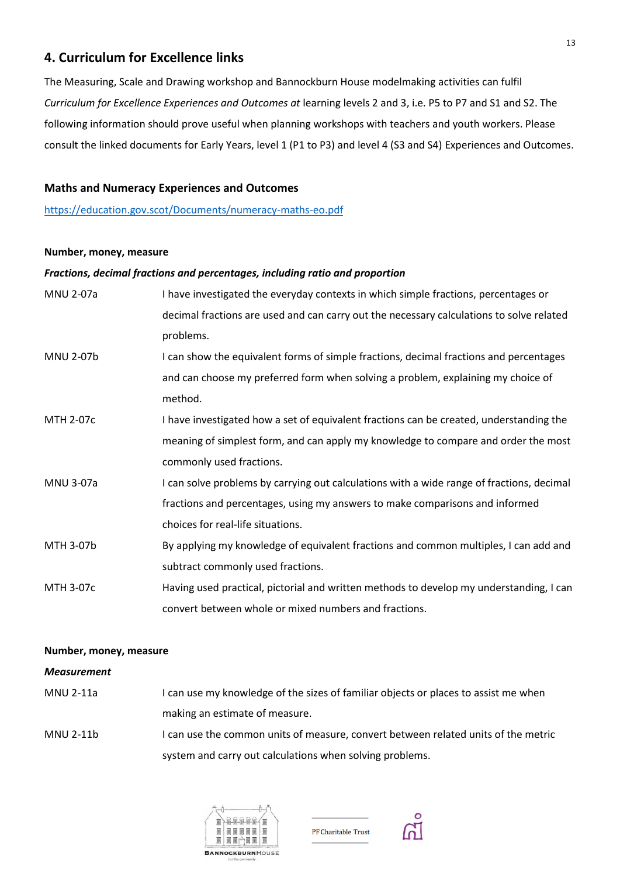## 4. Curriculum for Excellence links

The Measuring, Scale and Drawing workshop and Bannockburn House modelmaking activities can fulfil *Curriculum for Excellence Experiences and Outcomes at* learning levels 2 and 3, i.e. P5 to P7 and S1 and S2. The following information should prove useful when planning workshops with teachers and youth workers. Please consult the linked documents for Early Years, level 1 (P1 to P3) and level 4 (S3 and S4) Experiences and Outcomes.

### Maths and Numeracy Experiences and Outcomes

https://education.gov.scot/Documents/numeracy-maths-eo.pdf

**Number, money, measure**

***Fractions, decimal fractions and percentages, including ratio and proportion***

| | |
|---|---|
| MNU 2-07a | I have investigated the everyday contexts in which simple fractions, percentages or decimal fractions are used and can carry out the necessary calculations to solve related problems. |
| MNU 2-07b | I can show the equivalent forms of simple fractions, decimal fractions and percentages and can choose my preferred form when solving a problem, explaining my choice of method. |
| MTH 2-07c | I have investigated how a set of equivalent fractions can be created, understanding the meaning of simplest form, and can apply my knowledge to compare and order the most commonly used fractions. |
| MNU 3-07a | I can solve problems by carrying out calculations with a wide range of fractions, decimal fractions and percentages, using my answers to make comparisons and informed choices for real-life situations. |
| MTH 3-07b | By applying my knowledge of equivalent fractions and common multiples, I can add and subtract commonly used fractions. |
| MTH 3-07c | Having used practical, pictorial and written methods to develop my understanding, I can convert between whole or mixed numbers and fractions. |

**Number, money, measure**

***Measurement***

| | |
|---|---|
| MNU 2-11a | I can use my knowledge of the sizes of familiar objects or places to assist me when making an estimate of measure. |
| MNU 2-11b | I can use the common units of measure, convert between related units of the metric system and carry out calculations when solving problems. |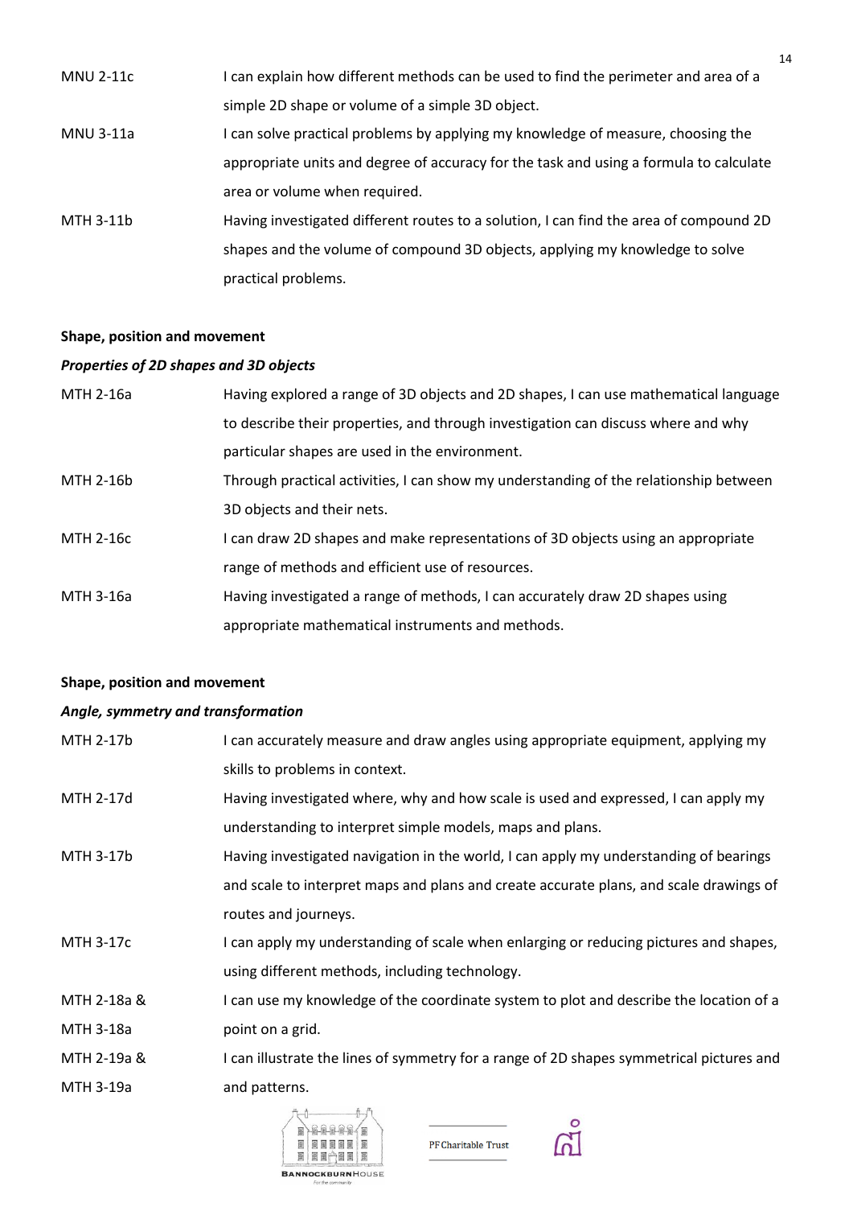| | |
|---|---|
| MNU 2-11c | I can explain how different methods can be used to find the perimeter and area of a simple 2D shape or volume of a simple 3D object. |
| MNU 3-11a | I can solve practical problems by applying my knowledge of measure, choosing the appropriate units and degree of accuracy for the task and using a formula to calculate area or volume when required. |
| MTH 3-11b | Having investigated different routes to a solution, I can find the area of compound 2D shapes and the volume of compound 3D objects, applying my knowledge to solve practical problems. |

**Shape, position and movement**

***Properties of 2D shapes and 3D objects***

| | |
|---|---|
| MTH 2-16a | Having explored a range of 3D objects and 2D shapes, I can use mathematical language to describe their properties, and through investigation can discuss where and why particular shapes are used in the environment. |
| MTH 2-16b | Through practical activities, I can show my understanding of the relationship between 3D objects and their nets. |
| MTH 2-16c | I can draw 2D shapes and make representations of 3D objects using an appropriate range of methods and efficient use of resources. |
| MTH 3-16a | Having investigated a range of methods, I can accurately draw 2D shapes using appropriate mathematical instruments and methods. |

**Shape, position and movement**

***Angle, symmetry and transformation***

| | |
|---|---|
| MTH 2-17b | I can accurately measure and draw angles using appropriate equipment, applying my skills to problems in context. |
| MTH 2-17d | Having investigated where, why and how scale is used and expressed, I can apply my understanding to interpret simple models, maps and plans. |
| MTH 3-17b | Having investigated navigation in the world, I can apply my understanding of bearings and scale to interpret maps and plans and create accurate plans, and scale drawings of routes and journeys. |
| MTH 3-17c | I can apply my understanding of scale when enlarging or reducing pictures and shapes, using different methods, including technology. |
| MTH 2-18a & MTH 3-18a | I can use my knowledge of the coordinate system to plot and describe the location of a point on a grid. |
| MTH 2-19a & MTH 3-19a | I can illustrate the lines of symmetry for a range of 2D shapes symmetrical pictures and and patterns. |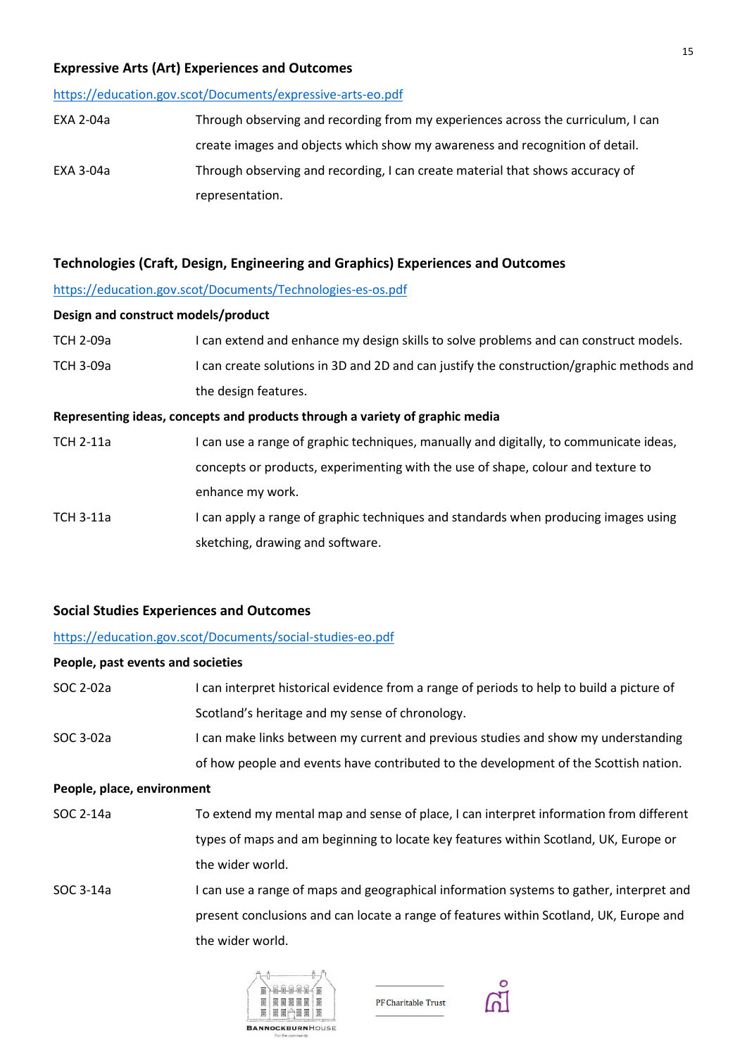### Expressive Arts (Art) Experiences and Outcomes

https://education.gov.scot/Documents/expressive-arts-eo.pdf

| | |
|---|---|
| EXA 2-04a | Through observing and recording from my experiences across the curriculum, I can create images and objects which show my awareness and recognition of detail. |
| EXA 3-04a | Through observing and recording, I can create material that shows accuracy of representation. |

### Technologies (Craft, Design, Engineering and Graphics) Experiences and Outcomes

https://education.gov.scot/Documents/Technologies-es-os.pdf

**Design and construct models/product**

| | |
|---|---|
| TCH 2-09a | I can extend and enhance my design skills to solve problems and can construct models. |
| TCH 3-09a | I can create solutions in 3D and 2D and can justify the construction/graphic methods and the design features. |

**Representing ideas, concepts and products through a variety of graphic media**

| | |
|---|---|
| TCH 2-11a | I can use a range of graphic techniques, manually and digitally, to communicate ideas, concepts or products, experimenting with the use of shape, colour and texture to enhance my work. |
| TCH 3-11a | I can apply a range of graphic techniques and standards when producing images using sketching, drawing and software. |

### Social Studies Experiences and Outcomes

https://education.gov.scot/Documents/social-studies-eo.pdf

**People, past events and societies**

| | |
|---|---|
| SOC 2-02a | I can interpret historical evidence from a range of periods to help to build a picture of Scotland's heritage and my sense of chronology. |
| SOC 3-02a | I can make links between my current and previous studies and show my understanding of how people and events have contributed to the development of the Scottish nation. |

**People, place, environment**

| | |
|---|---|
| SOC 2-14a | To extend my mental map and sense of place, I can interpret information from different types of maps and am beginning to locate key features within Scotland, UK, Europe or the wider world. |
| SOC 3-14a | I can use a range of maps and geographical information systems to gather, interpret and present conclusions and can locate a range of features within Scotland, UK, Europe and the wider world. |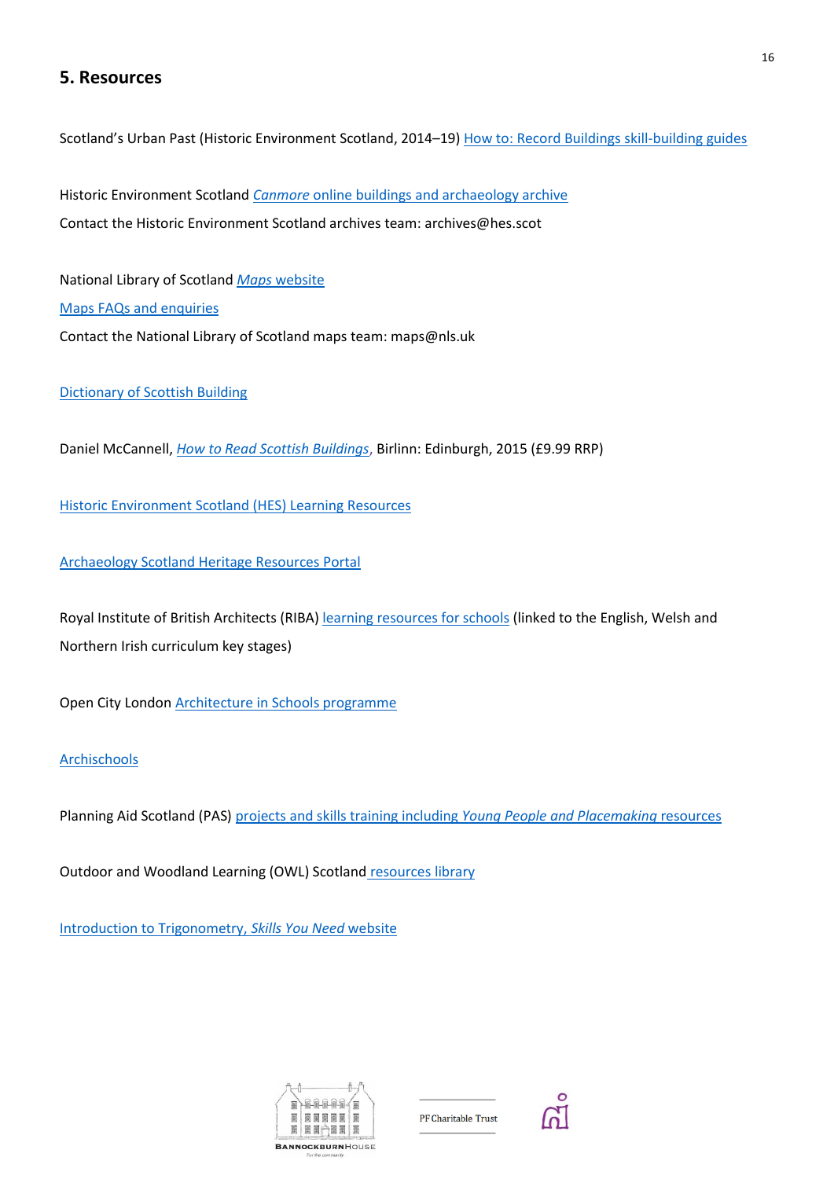## 5. Resources

Scotland's Urban Past (Historic Environment Scotland, 2014–19) How to: Record Buildings skill-building guides

Historic Environment Scotland *Canmore* online buildings and archaeology archive

Contact the Historic Environment Scotland archives team: archives@hes.scot

National Library of Scotland *Maps* website

Maps FAQs and enquiries

Contact the National Library of Scotland maps team: maps@nls.uk

Dictionary of Scottish Building

Daniel McCannell, *How to Read Scottish Buildings*, Birlinn: Edinburgh, 2015 (£9.99 RRP)

Historic Environment Scotland (HES) Learning Resources

Archaeology Scotland Heritage Resources Portal

Royal Institute of British Architects (RIBA) learning resources for schools (linked to the English, Welsh and Northern Irish curriculum key stages)

Open City London Architecture in Schools programme

Archischools

Planning Aid Scotland (PAS) projects and skills training including *Young People and Placemaking* resources

Outdoor and Woodland Learning (OWL) Scotland resources library

Introduction to Trigonometry, *Skills You Need* website

BANNOCKBURN HOUSE
For the community

PF Charitable Trust